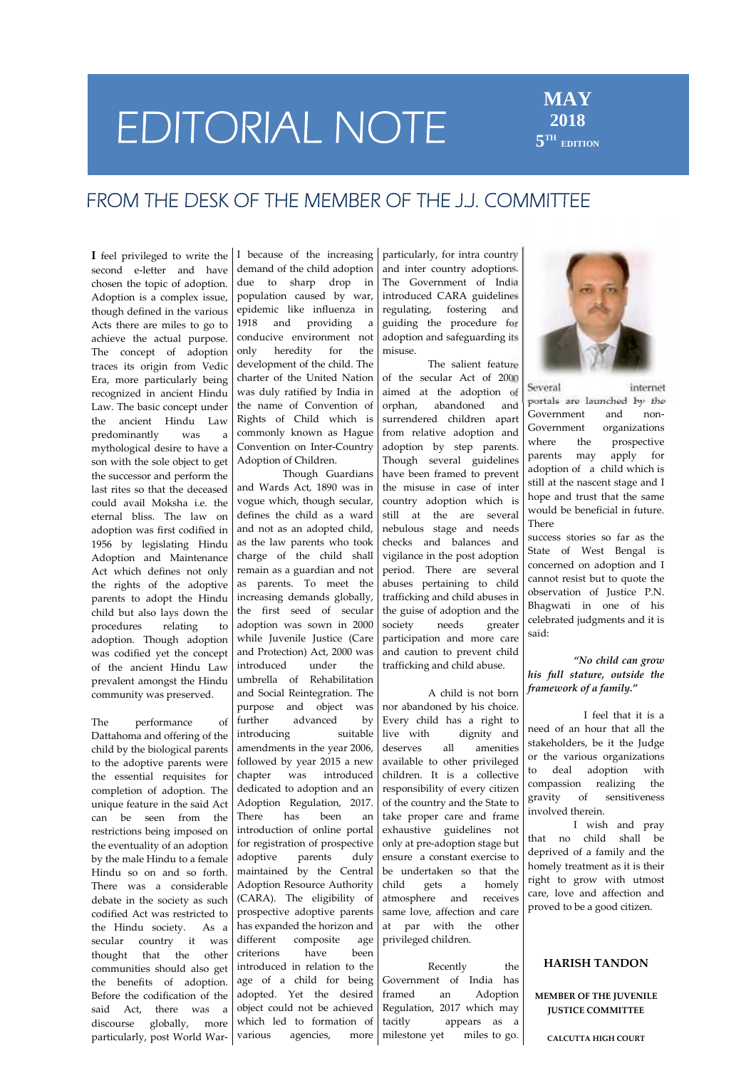# EDITORIAL NOTE

**MAY 2018**
**5TH EDITION**

## FROM THE DESK OF THE MEMBER OF THE J.J. COMMITTEE

I feel privileged to write the second e-letter and have chosen the topic of adoption. Adoption is a complex issue, though defined in the various Acts there are miles to go to achieve the actual purpose. The concept of adoption traces its origin from Vedic Era, more particularly being recognized in ancient Hindu Law. The basic concept under the ancient Hindu Law predominantly was a mythological desire to have a son with the sole object to get the successor and perform the last rites so that the deceased could avail Moksha i.e. the eternal bliss. The law on adoption was first codified in 1956 by legislating Hindu Adoption and Maintenance Act which defines not only the rights of the adoptive parents to adopt the Hindu child but also lays down the procedures relating to adoption. Though adoption was codified yet the concept of the ancient Hindu Law prevalent amongst the Hindu community was preserved.

The performance of Dattahoma and offering of the child by the biological parents to the adoptive parents were the essential requisites for completion of adoption. The unique feature in the said Act can be seen from the restrictions being imposed on the eventuality of an adoption by the male Hindu to a female Hindu so on and so forth. There was a considerable debate in the society as such codified Act was restricted to the Hindu society. As a secular country it was thought that the other communities should also get the benefits of adoption. Before the codification of the said Act, there was a discourse globally, more particularly, post World War-I because of the increasing demand of the child adoption due to sharp drop in population caused by war, epidemic like influenza in 1918 and providing a conducive environment not only heredity for the development of the child. The charter of the United Nation was duly ratified by India in the name of Convention of Rights of Child which is commonly known as Hague Convention on Inter-Country Adoption of Children.

Though Guardians and Wards Act, 1890 was in vogue which, though secular, defines the child as a ward and not as an adopted child, as the law parents who took charge of the child shall remain as a guardian and not as parents. To meet the increasing demands globally, the first seed of secular adoption was sown in 2000 while Juvenile Justice (Care and Protection) Act, 2000 was introduced under the umbrella of Rehabilitation and Social Reintegration. The purpose and object was further advanced by introducing suitable amendments in the year 2006, followed by year 2015 a new chapter was introduced dedicated to adoption and an Adoption Regulation, 2017. There has been an introduction of online portal for registration of prospective adoptive parents duly maintained by the Central Adoption Resource Authority (CARA). The eligibility of prospective adoptive parents has expanded the horizon and different composite age criterions have been introduced in relation to the age of a child for being adopted. Yet the desired object could not be achieved which led to formation of various agencies, more particularly, for intra country and inter country adoptions. The Government of India introduced CARA guidelines regulating, fostering and guiding the procedure for adoption and safeguarding its misuse.

The salient feature of the secular Act of 2000 aimed at the adoption of orphan, abandoned and surrendered children apart from relative adoption and adoption by step parents. Though several guidelines have been framed to prevent the misuse in case of inter country adoption which is still at the are several nebulous stage and needs checks and balances and vigilance in the post adoption period. There are several abuses pertaining to child trafficking and child abuses in the guise of adoption and the society needs greater participation and more care and caution to prevent child trafficking and child abuse.

A child is not born nor abandoned by his choice. Every child has a right to live with dignity and deserves all amenities available to other privileged children. It is a collective responsibility of every citizen of the country and the State to take proper care and frame exhaustive guidelines not only at pre-adoption stage but ensure a constant exercise to be undertaken so that the child gets a homely atmosphere and receives same love, affection and care at par with the other privileged children.

Recently the Government of India has framed an Adoption Regulation, 2017 which may tacitly appears as a milestone yet miles to go. Several internet portals are launched by the Government and non-Government organizations where the prospective parents may apply for adoption of a child which is still at the nascent stage and I hope and trust that the same would be beneficial in future. There success stories so far as the State of West Bengal is concerned on adoption and I cannot resist but to quote the observation of Justice P.N. Bhagwati in one of his celebrated judgments and it is said:

***"No child can grow his full stature, outside the framework of a family."***

I feel that it is a need of an hour that all the stakeholders, be it the Judge or the various organizations to deal adoption with compassion realizing the gravity of sensitiveness involved therein.

I wish and pray that no child shall be deprived of a family and the homely treatment as it is their right to grow with utmost care, love and affection and proved to be a good citizen.

**HARISH TANDON**

**MEMBER OF THE JUVENILE JUSTICE COMMITTEE**

**CALCUTTA HIGH COURT**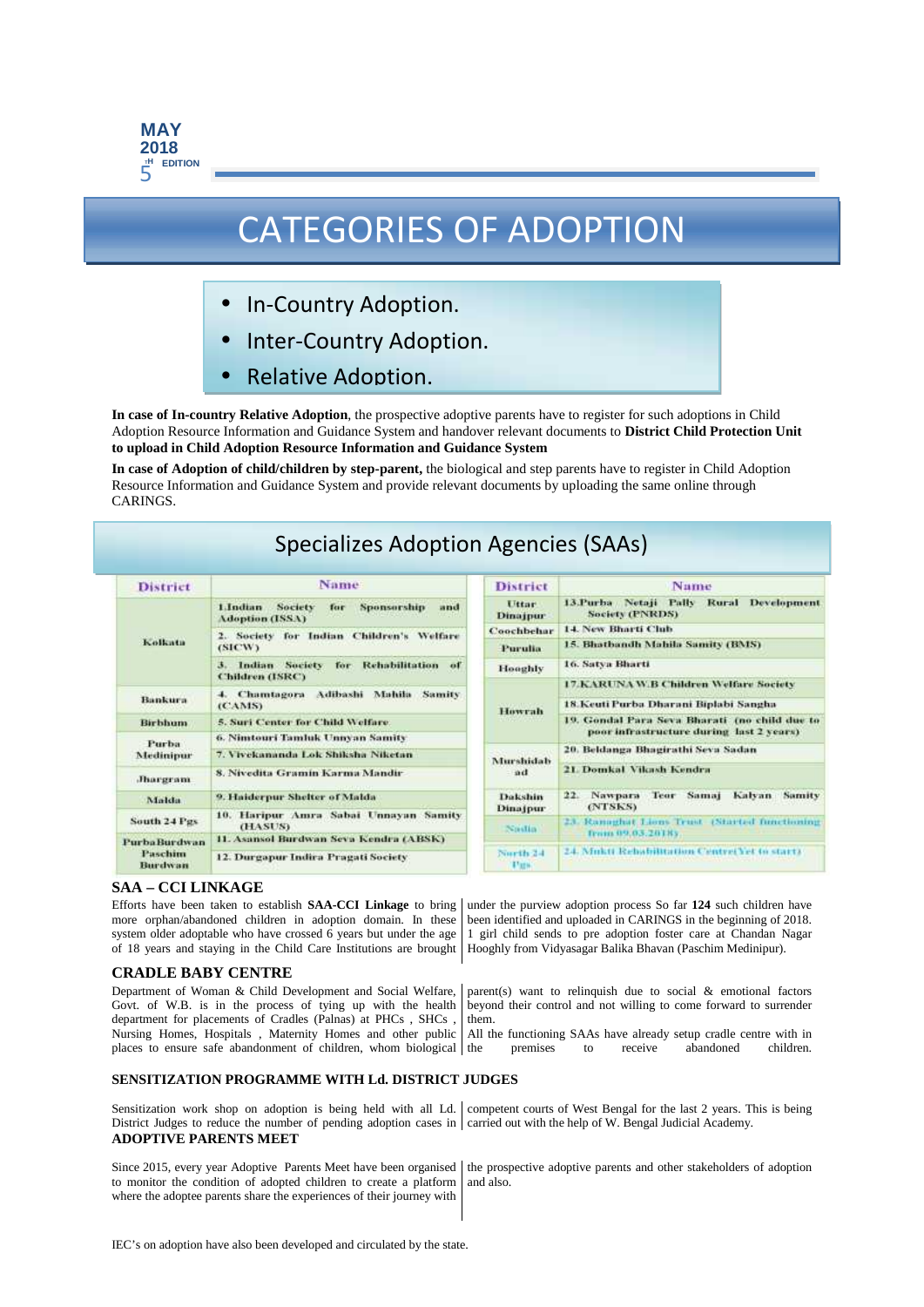# CATEGORIES OF ADOPTION

- In-Country Adoption.
- Inter-Country Adoption.
- Relative Adoption.

**In case of In-country Relative Adoption**, the prospective adoptive parents have to register for such adoptions in Child Adoption Resource Information and Guidance System and handover relevant documents to **District Child Protection Unit to upload in Child Adoption Resource Information and Guidance System**

**In case of Adoption of child/children by step-parent,** the biological and step parents have to register in Child Adoption Resource Information and Guidance System and provide relevant documents by uploading the same online through CARINGS.

## Specializes Adoption Agencies (SAAs)

| District | Name |
|---|---|
| Kolkata | 1.Indian Society for Sponsorship and Adoption (ISSA) |
| | 2. Society for Indian Children's Welfare (SICW) |
| | 3. Indian Society for Rehabilitation of Children (ISRC) |
| Bankura | 4. Chamtagora Adibashi Mahila Samity (CAMS) |
| Birbhum | 5. Suri Center for Child Welfare |
| Purba Medinipur | 6. Nimtouri Tamluk Unnyan Samity |
| | 7. Vivekananda Lok Shiksha Niketan |
| Jhargram | 8. Nivedita Gramin Karma Mandir |
| Malda | 9. Haiderpur Shelter of Malda |
| South 24 Pgs | 10. Haripur Amra Sabai Unnayan Samity (HASUS) |
| Purba Burdwan Paschim Burdwan | 11. Asansol Burdwan Seva Kendra (ABSK) |
| | 12. Durgapur Indira Pragati Society |

| District | Name |
|---|---|
| Uttar Dinajpur | 13.Purba Netaji Pally Rural Development Society (PNRDS) |
| Coochbehar | 14. New Bharti Club |
| Purulia | 15. Bhatbandh Mahila Samity (BMS) |
| Hooghly | 16. Satya Bharti |
| Howrah | 17.KARUNA W.B Children Welfare Society |
| | 18.Keuti Purba Dharani Biplabi Sangha |
| | 19. Gondal Para Seva Bharati (no child due to poor infrastructure during last 2 years) |
| Murshidabad | 20. Beldanga Bhagirathi Seva Sadan |
| | 21. Domkal Vikash Kendra |
| Dakshin Dinajpur | 22. Nawpara Teor Samaj Kalyan Samity (NTSKS) |
| Nadia | 23. Ranaghat Lions Trust (Started functioning from 09.03.2018) |
| North 24 Pgs | 24. Mukti Rehabilitation Centre(Yet to start) |

### SAA – CCI LINKAGE

Efforts have been taken to establish **SAA-CCI Linkage** to bring more orphan/abandoned children in adoption domain. In these system older adoptable who have crossed 6 years but under the age of 18 years and staying in the Child Care Institutions are brought under the purview adoption process So far **124** such children have been identified and uploaded in CARINGS in the beginning of 2018. 1 girl child sends to pre adoption foster care at Chandan Nagar Hooghly from Vidyasagar Balika Bhavan (Paschim Medinipur).

### CRADLE BABY CENTRE

Department of Woman & Child Development and Social Welfare, Govt. of W.B. is in the process of tying up with the health department for placements of Cradles (Palnas) at PHCs , SHCs , Nursing Homes, Hospitals , Maternity Homes and other public places to ensure safe abandonment of children, whom biological parent(s) want to relinquish due to social & emotional factors beyond their control and not willing to come forward to surrender them.

All the functioning SAAs have already setup cradle centre with in the premises to receive abandoned children.

### SENSITIZATION PROGRAMME WITH Ld. DISTRICT JUDGES

Sensitization work shop on adoption is being held with all Ld. District Judges to reduce the number of pending adoption cases in competent courts of West Bengal for the last 2 years. This is being carried out with the help of W. Bengal Judicial Academy.

### ADOPTIVE PARENTS MEET

Since 2015, every year Adoptive Parents Meet have been organised to monitor the condition of adopted children to create a platform where the adoptee parents share the experiences of their journey with the prospective adoptive parents and other stakeholders of adoption and also.

IEC's on adoption have also been developed and circulated by the state.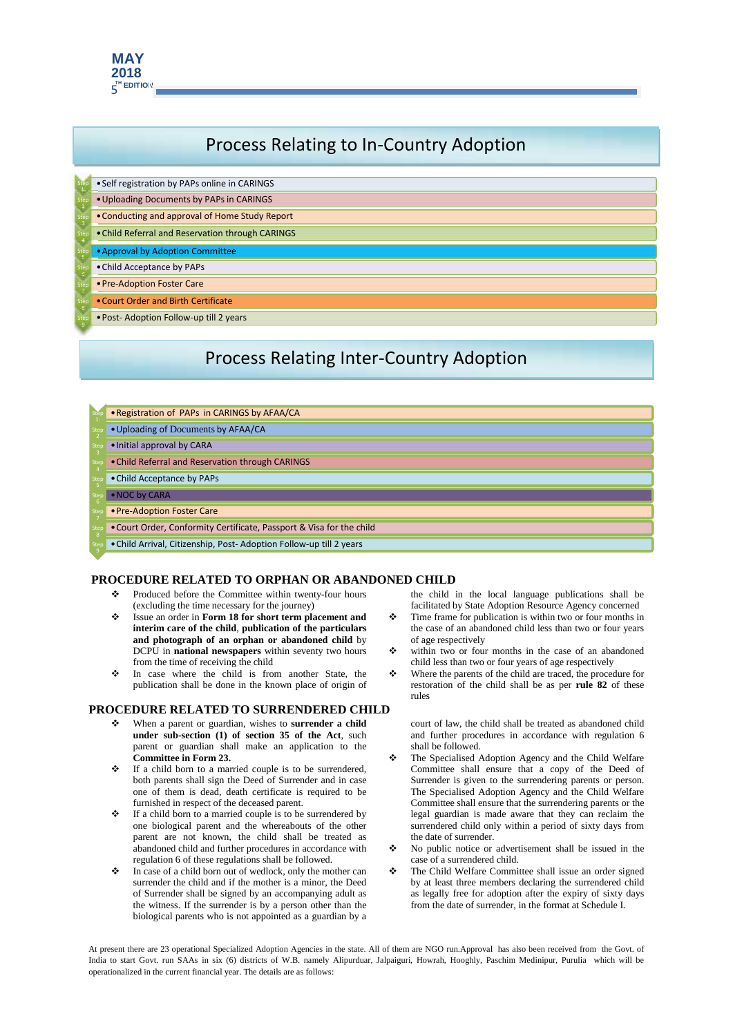## Process Relating to In-Country Adoption

- Step 1: Self registration by PAPs online in CARINGS
- Step 2: Uploading Documents by PAPs in CARINGS
- Step 3: Conducting and approval of Home Study Report
- Step 4: Child Referral and Reservation through CARINGS
- Step 5: Approval by Adoption Committee
- Step 6: Child Acceptance by PAPs
- Step 7: Pre-Adoption Foster Care
- Step 8: Court Order and Birth Certificate
- Step 9: Post- Adoption Follow-up till 2 years

## Process Relating Inter-Country Adoption

- Step 1: Registration of PAPs in CARINGS by AFAA/CA
- Step 2: Uploading of Documents by AFAA/CA
- Step 3: Initial approval by CARA
- Step 4: Child Referral and Reservation through CARINGS
- Step 5: Child Acceptance by PAPs
- Step 6: NOC by CARA
- Step 7: Pre-Adoption Foster Care
- Step 8: Court Order, Conformity Certificate, Passport & Visa for the child
- Step 9: Child Arrival, Citizenship, Post- Adoption Follow-up till 2 years

## PROCEDURE RELATED TO ORPHAN OR ABANDONED CHILD

- Produced before the Committee within twenty-four hours (excluding the time necessary for the journey)
- Issue an order in **Form 18 for short term placement and interim care of the child**, **publication of the particulars and photograph of an orphan or abandoned child** by DCPU in **national newspapers** within seventy two hours from the time of receiving the child
- In case where the child is from another State, the publication shall be done in the known place of origin of the child in the local language publications shall be facilitated by State Adoption Resource Agency concerned
- Time frame for publication is within two or four months in the case of an abandoned child less than two or four years of age respectively
- within two or four months in the case of an abandoned child less than two or four years of age respectively
- Where the parents of the child are traced, the procedure for restoration of the child shall be as per **rule 82** of these rules

## PROCEDURE RELATED TO SURRENDERED CHILD

- When a parent or guardian, wishes to **surrender a child under sub-section (1) of section 35 of the Act**, such parent or guardian shall make an application to the **Committee in Form 23.**
- If a child born to a married couple is to be surrendered, both parents shall sign the Deed of Surrender and in case one of them is dead, death certificate is required to be furnished in respect of the deceased parent.
- If a child born to a married couple is to be surrendered by one biological parent and the whereabouts of the other parent are not known, the child shall be treated as abandoned child and further procedures in accordance with regulation 6 of these regulations shall be followed.
- In case of a child born out of wedlock, only the mother can surrender the child and if the mother is a minor, the Deed of Surrender shall be signed by an accompanying adult as the witness. If the surrender is by a person other than the biological parents who is not appointed as a guardian by a court of law, the child shall be treated as abandoned child and further procedures in accordance with regulation 6 shall be followed.
- The Specialised Adoption Agency and the Child Welfare Committee shall ensure that a copy of the Deed of Surrender is given to the surrendering parents or person. The Specialised Adoption Agency and the Child Welfare Committee shall ensure that the surrendering parents or the legal guardian is made aware that they can reclaim the surrendered child only within a period of sixty days from the date of surrender.
- No public notice or advertisement shall be issued in the case of a surrendered child.
- The Child Welfare Committee shall issue an order signed by at least three members declaring the surrendered child as legally free for adoption after the expiry of sixty days from the date of surrender, in the format at Schedule I.

At present there are 23 operational Specialized Adoption Agencies in the state. All of them are NGO run.Approval has also been received from the Govt. of India to start Govt. run SAAs in six (6) districts of W.B. namely Alipurduar, Jalpaiguri, Howrah, Hooghly, Paschim Medinipur, Purulia which will be operationalized in the current financial year. The details are as follows: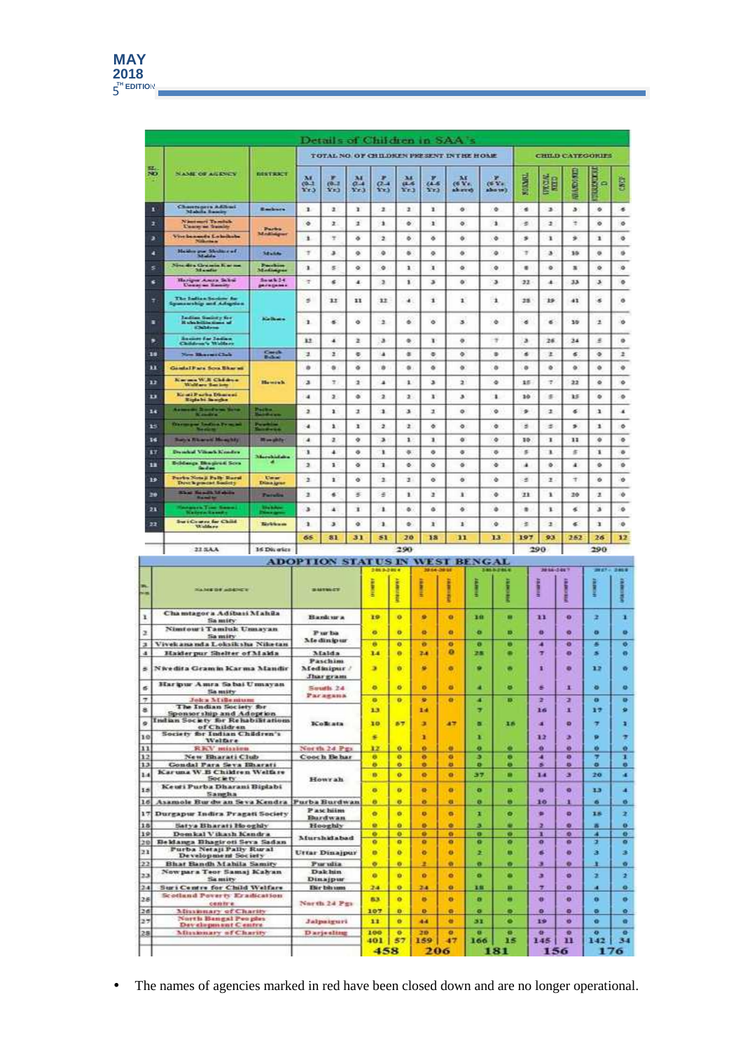## Details of Children in SAA's

| SL NO | NAME OF AGENCY | DISTRICT | TOTAL NO. OF CHILDREN PRESENT IN THE HOME | | | | | | | | CHILD CATEGORIES | | | | |
|---|---|---|---|---|---|---|---|---|---|---|---|---|---|---|---|
| | | | M (0-2 Yr.) | F (0-2 Yr.) | M (2-4 Yr.) | F (2-4 Yr.) | M (4-6 Yr.) | F (4-6 Yr.) | M (6 Yr. above) | F (6 Yr. above) | NORMAL | SPECIAL NEED | ABANDONED | SURRENDERED | CNCP |
| 1 | Chaatagora Adibasi Mahila Samity | Bankura | 1 | 2 | 1 | 2 | 2 | 1 | 0 | 0 | 6 | 3 | 3 | 0 | 6 |
| 2 | Nimtouri Tamluk Unnayan Samity | Purba Medinipur | 0 | 2 | 2 | 1 | 0 | 1 | 0 | 1 | 5 | 2 | 7 | 0 | 0 |
| 3 | Vivekananda Lokshiksha Niketan | | 1 | 7 | 0 | 2 | 0 | 0 | 0 | 0 | 9 | 1 | 9 | 1 | 0 |
| 4 | Haider pur Shelter of Malda | Malda | 7 | 3 | 0 | 0 | 0 | 0 | 0 | 0 | 7 | 3 | 10 | 0 | 0 |
| 5 | Nivedita Gramin Karma Mandir | Paschim Medinipur | 1 | 5 | 0 | 0 | 1 | 1 | 0 | 0 | 8 | 0 | 8 | 0 | 0 |
| 6 | Haripur Amra Sabai Unnayan Samity | South 24 parganas | 7 | 6 | 4 | 3 | 1 | 3 | 0 | 3 | 22 | 4 | 33 | 3 | 0 |
| 7 | The Indian Society for Sponsorship and Adoption | Kolkata | 5 | 12 | 11 | 12 | 4 | 1 | 1 | 1 | 28 | 19 | 41 | 6 | 0 |
| 8 | Indian Society for Rehabilitation of Children | | 1 | 6 | 0 | 2 | 0 | 0 | 3 | 0 | 6 | 6 | 10 | 2 | 0 |
| 9 | Society for Indian Children's Welfare | | 12 | 4 | 2 | 3 | 0 | 1 | 0 | 7 | 3 | 26 | 24 | 5 | 0 |
| 10 | New Bharati Club | Cooch Behar | 2 | 2 | 0 | 4 | 0 | 0 | 0 | 0 | 6 | 2 | 6 | 0 | 2 |
| 11 | Gondal Para Seva Bharati | | 0 | 0 | 0 | 0 | 0 | 0 | 0 | 0 | 0 | 0 | 0 | 0 | 0 |
| 12 | Karuna W.B Children Welfare Society | Howrah | 3 | 7 | 2 | 4 | 1 | 3 | 2 | 0 | 15 | 7 | 22 | 0 | 0 |
| 13 | Keuti Purba Dharani Biplabi Sangha | | 4 | 2 | 0 | 2 | 2 | 1 | 3 | 1 | 10 | 5 | 15 | 0 | 0 |
| 14 | Asamole Burdwan Seva Kendra | Purba Burdwan | 2 | 1 | 2 | 1 | 3 | 2 | 0 | 0 | 9 | 2 | 6 | 1 | 4 |
| 15 | Durgapur Indira Pragati Society | Paschim Burdwan | 4 | 1 | 1 | 2 | 2 | 0 | 0 | 0 | 5 | 5 | 9 | 1 | 0 |
| 16 | Satya Bharati Hooghly | Hooghly | 4 | 2 | 0 | 3 | 1 | 1 | 0 | 0 | 10 | 1 | 11 | 0 | 0 |
| 17 | Domkal Vikash Kendra | Murshidabad | 1 | 4 | 0 | 1 | 0 | 0 | 0 | 0 | 5 | 1 | 5 | 1 | 0 |
| 18 | Beldanga Bhagirati Seva Sadan | | 3 | 1 | 0 | 1 | 0 | 0 | 0 | 0 | 4 | 0 | 4 | 0 | 0 |
| 19 | Purba Netaji Pally Rural Development Society | Uttar Dinajpur | 2 | 1 | 0 | 2 | 2 | 0 | 0 | 0 | 5 | 2 | 7 | 0 | 0 |
| 20 | Bhat Bandh Mahila Samity | Purulia | 3 | 6 | 5 | 5 | 1 | 2 | 1 | 0 | 21 | 1 | 20 | 2 | 0 |
| 21 | Nowpara Teor Samaj Kalyan Samity | Dakshin Dinajpur | 3 | 4 | 1 | 1 | 0 | 0 | 0 | 0 | 8 | 1 | 6 | 3 | 0 |
| 22 | Suri Centre for Child Welfare | Birbhum | 1 | 3 | 0 | 1 | 0 | 1 | 1 | 0 | 5 | 2 | 6 | 1 | 0 |
| | | | 65 | 81 | 31 | 51 | 20 | 18 | 11 | 13 | 197 | 93 | 262 | 26 | 12 |
| | 22 SAA | 16 Districts | 290 | | | | | | | | 290 | | 290 | | |

## ADOPTION STATUS IN WEST BENGAL

| SL NO | NAME OF AGENCY | DISTRICT | 2013-2014 | | 2014-2015 | | 2015-2016 | | 2016-2017 | | 2017-2018 | |
|---|---|---|---|---|---|---|---|---|---|---|---|---|
| | | | INCOUNTRY | INTERCOUNTRY | INCOUNTRY | INTERCOUNTRY | INCOUNTRY | INTERCOUNTRY | INCOUNTRY | INTERCOUNTRY | INCOUNTRY | INTERCOUNTRY |
| 1 | Chaatagora Adibasi Mahila Samity | Bankura | 19 | 0 | 9 | 0 | 10 | 0 | 11 | 0 | 2 | 1 |
| 2 | Nimtouri Tamluk Unnayan Samity | Purba Medinipur | 0 | 0 | 0 | 0 | 0 | 0 | 0 | 0 | 0 | 0 |
| 3 | Vivekananda Lokshiksha Niketan | | 0 | 0 | 0 | 0 | 0 | 0 | 4 | 0 | 6 | 0 |
| 4 | Haider pur Shelter of Malda | Malda | 14 | 0 | 24 | 0 | 28 | 0 | 7 | 0 | 5 | 0 |
| 5 | Nivedita Gramin Karma Mandir | Paschim Medinipur / Jhargram | 3 | 0 | 9 | 0 | 9 | 0 | 1 | 0 | 12 | 0 |
| 6 | Haripur Amra Sabai Unnayan Samity | South 24 Paraganas | 0 | 0 | 0 | 0 | 4 | 0 | 6 | 1 | 0 | 0 |
| 7 | Joka Millennium | | 0 | 0 | 9 | 0 | 4 | 0 | 2 | 2 | 0 | 0 |
| 8 | The Indian Society for Sponsorship and Adoption | Kolkata | 13 | | 14 | | 7 | | 16 | 1 | 17 | 9 |
| 9 | Indian Society for Rehabilitation of Children | | 10 | 57 | 3 | 47 | 8 | 15 | 4 | 0 | 7 | 1 |
| 10 | Society for Indian Children's Welfare | | 5 | | 1 | | 1 | | 12 | 3 | 9 | 7 |
| 11 | RKV mission | North 24 Pgs | 12 | 0 | 0 | 0 | 0 | 0 | 0 | 0 | 0 | 0 |
| 12 | New Bharati Club | Cooch Behar | 0 | 0 | 0 | 0 | 3 | 0 | 4 | 0 | 7 | 1 |
| 13 | Gondal Para Seva Bharati | | 0 | 0 | 0 | 0 | 0 | 0 | 5 | 0 | 1 | 0 |
| 14 | Karuna W.B Children Welfare Society | Howrah | 0 | 0 | 0 | 0 | 37 | 0 | 14 | 3 | 20 | 4 |
| 15 | Keuti Purba Dharani Biplabi Sangha | | 0 | 0 | 0 | 0 | 0 | 0 | 0 | 0 | 13 | 4 |
| 16 | Asamole Burdwan Seva Kendra | Purba Burdwan | 0 | 0 | 0 | 0 | 0 | 0 | 10 | 1 | 6 | 0 |
| 17 | Durgapur Indira Pragati Society | Paschim Burdwan | 0 | 0 | 0 | 0 | 1 | 0 | 9 | 0 | 15 | 2 |
| 18 | Satya Bharati Hooghly | Hooghly | 0 | 0 | 0 | 0 | 3 | 0 | 2 | 0 | 8 | 0 |
| 19 | Domkal Vikash Kendra | Murshidabad | 0 | 0 | 0 | 0 | 0 | 0 | 1 | 0 | 4 | 0 |
| 20 | Beldanga Bhagiroti Seva Sadan | | 0 | 0 | 0 | 0 | 0 | 0 | 0 | 0 | 2 | 0 |
| 21 | Purba Netaji Pally Rural Development Society | Uttar Dinajpur | 0 | 0 | 0 | 0 | 2 | 0 | 6 | 0 | 3 | 3 |
| 22 | Bhat Bandh Mahila Samity | Purulia | 0 | 0 | 2 | 0 | 0 | 0 | 3 | 0 | 1 | 0 |
| 23 | Nowpara Teor Samaj Kalyan Samity | Dakhin Dinajpur | 0 | 0 | 0 | 0 | 0 | 0 | 3 | 0 | 2 | 2 |
| 24 | Suri Centre for Child Welfare | Birbhum | 24 | 0 | 24 | 0 | 18 | 0 | 7 | 0 | 4 | 0 |
| 25 | Scotland Poverty Eradication centre | North 24 Pgs | 83 | 0 | 0 | 0 | 0 | 0 | 0 | 0 | 0 | 0 |
| 26 | Missionary of Charity | | 107 | 0 | 0 | 0 | 0 | 0 | 0 | 0 | 0 | 0 |
| 27 | North Bengal Peoples Development Centre | Jalpaiguri | 11 | 0 | 44 | 0 | 31 | 0 | 19 | 0 | 0 | 0 |
| 28 | Missionary of Charity | Darjeeling | 100 | 0 | 20 | 0 | 0 | 0 | 0 | 0 | 0 | 0 |
| | | | 401 | 57 | 159 | 47 | 166 | 15 | 145 | 11 | 142 | 34 |
| | | | 458 | | 206 | | 181 | | 156 | | 176 | |

- The names of agencies marked in red have been closed down and are no longer operational.